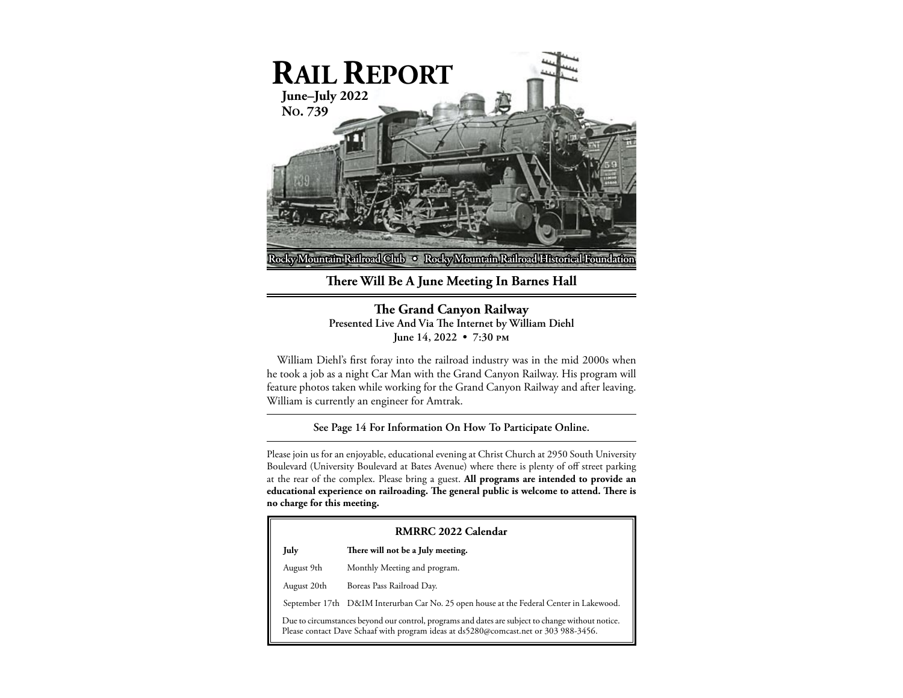# Rail Report

**June–July 2022**
**No. 739**

Rocky Mountain Railroad Club • Rocky Mountain Railroad Historical Foundation

## There Will Be A June Meeting In Barnes Hall

### The Grand Canyon Railway

**Presented Live And Via The Internet by William Diehl**
**June 14, 2022 • 7:30 PM**

William Diehl's first foray into the railroad industry was in the mid 2000s when he took a job as a night Car Man with the Grand Canyon Railway. His program will feature photos taken while working for the Grand Canyon Railway and after leaving. William is currently an engineer for Amtrak.

**See Page 14 For Information On How To Participate Online.**

Please join us for an enjoyable, educational evening at Christ Church at 2950 South University Boulevard (University Boulevard at Bates Avenue) where there is plenty of off street parking at the rear of the complex. Please bring a guest. **All programs are intended to provide an educational experience on railroading. The general public is welcome to attend. There is no charge for this meeting.**

### RMRRC 2022 Calendar

| | |
|---|---|
| **July** | **There will not be a July meeting.** |
| August 9th | Monthly Meeting and program. |
| August 20th | Boreas Pass Railroad Day. |
| September 17th | D&IM Interurban Car No. 25 open house at the Federal Center in Lakewood. |

Due to circumstances beyond our control, programs and dates are subject to change without notice. Please contact Dave Schaaf with program ideas at ds5280@comcast.net or 303 988-3456.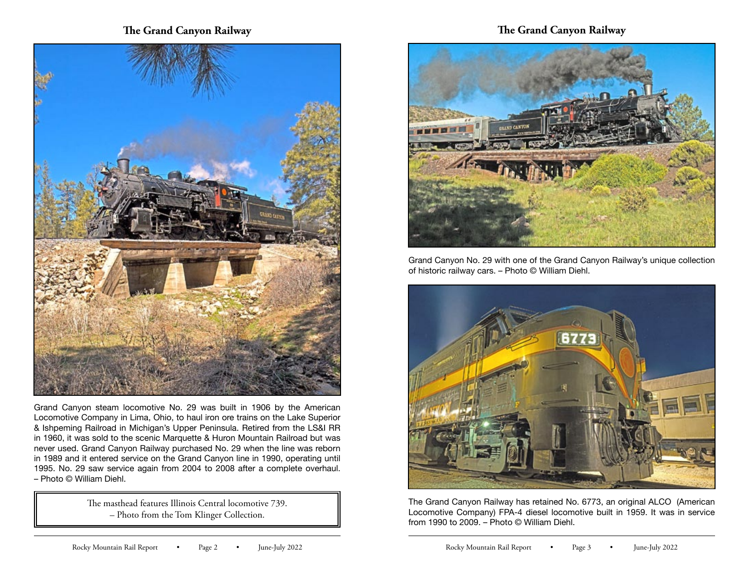## The Grand Canyon Railway

Grand Canyon steam locomotive No. 29 was built in 1906 by the American Locomotive Company in Lima, Ohio, to haul iron ore trains on the Lake Superior & Ishpeming Railroad in Michigan's Upper Peninsula. Retired from the LS&I RR in 1960, it was sold to the scenic Marquette & Huron Mountain Railroad but was never used. Grand Canyon Railway purchased No. 29 when the line was reborn in 1989 and it entered service on the Grand Canyon line in 1990, operating until 1995. No. 29 saw service again from 2004 to 2008 after a complete overhaul. – Photo © William Diehl.

The masthead features Illinois Central locomotive 739.
– Photo from the Tom Klinger Collection.

## The Grand Canyon Railway

Grand Canyon No. 29 with one of the Grand Canyon Railway's unique collection of historic railway cars. – Photo © William Diehl.

The Grand Canyon Railway has retained No. 6773, an original ALCO (American Locomotive Company) FPA-4 diesel locomotive built in 1959. It was in service from 1990 to 2009. – Photo © William Diehl.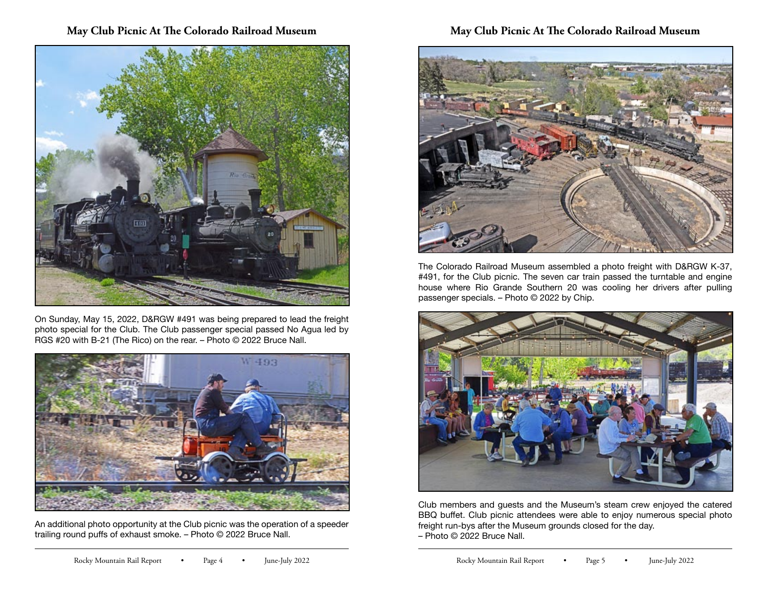## May Club Picnic At The Colorado Railroad Museum

On Sunday, May 15, 2022, D&RGW #491 was being prepared to lead the freight photo special for the Club. The Club passenger special passed No Agua led by RGS #20 with B-21 (The Rico) on the rear. – Photo © 2022 Bruce Nall.

An additional photo opportunity at the Club picnic was the operation of a speeder trailing round puffs of exhaust smoke. – Photo © 2022 Bruce Nall.

## May Club Picnic At The Colorado Railroad Museum

The Colorado Railroad Museum assembled a photo freight with D&RGW K-37, #491, for the Club picnic. The seven car train passed the turntable and engine house where Rio Grande Southern 20 was cooling her drivers after pulling passenger specials. – Photo © 2022 by Chip.

Club members and guests and the Museum's steam crew enjoyed the catered BBQ buffet. Club picnic attendees were able to enjoy numerous special photo freight run-bys after the Museum grounds closed for the day.
– Photo © 2022 Bruce Nall.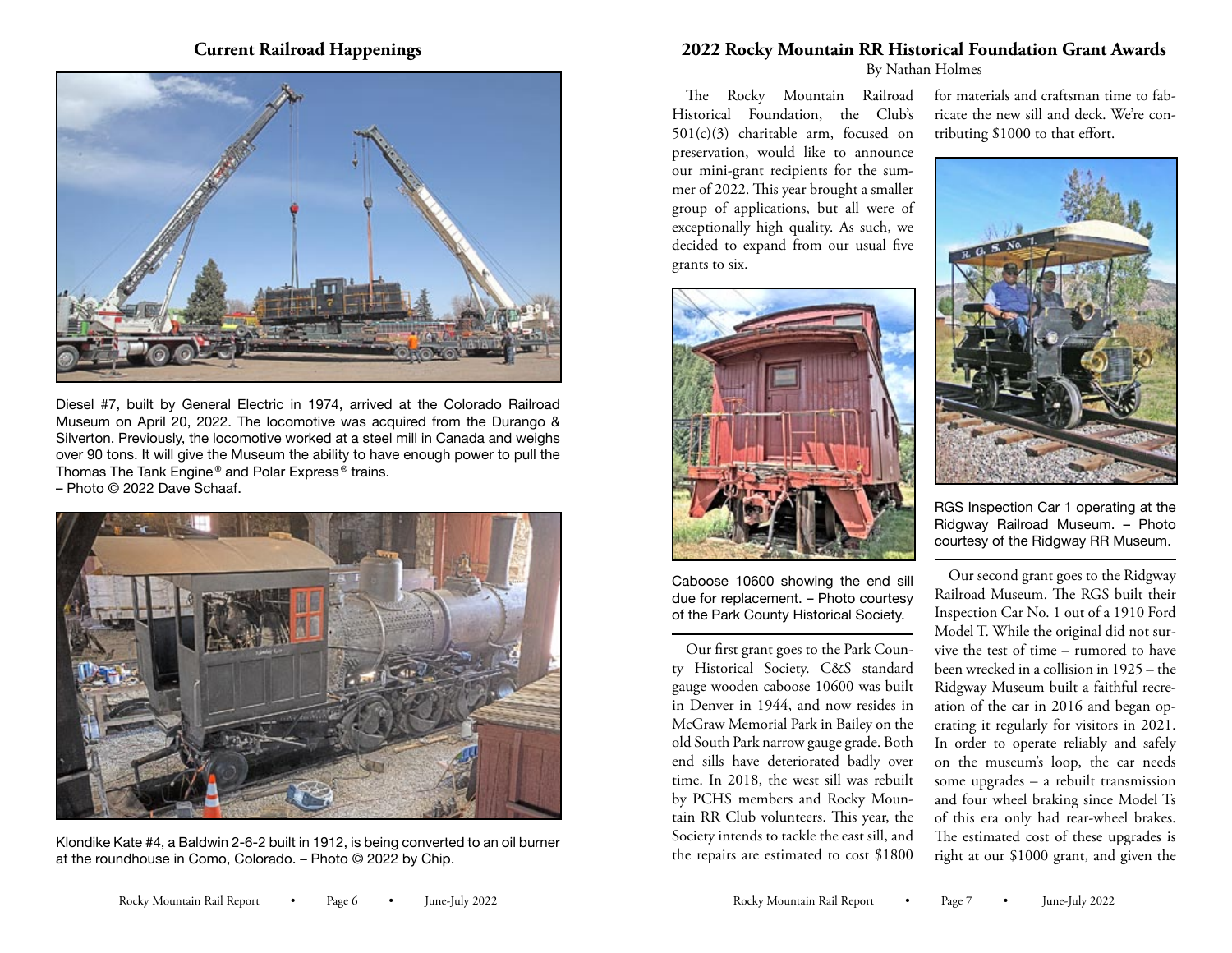## Current Railroad Happenings

Diesel #7, built by General Electric in 1974, arrived at the Colorado Railroad Museum on April 20, 2022. The locomotive was acquired from the Durango & Silverton. Previously, the locomotive worked at a steel mill in Canada and weighs over 90 tons. It will give the Museum the ability to have enough power to pull the Thomas The Tank Engine® and Polar Express® trains.
– Photo © 2022 Dave Schaaf.

Klondike Kate #4, a Baldwin 2-6-2 built in 1912, is being converted to an oil burner at the roundhouse in Como, Colorado. – Photo © 2022 by Chip.

## 2022 Rocky Mountain RR Historical Foundation Grant Awards

By Nathan Holmes

The Rocky Mountain Railroad Historical Foundation, the Club's 501(c)(3) charitable arm, focused on preservation, would like to announce our mini-grant recipients for the summer of 2022. This year brought a smaller group of applications, but all were of exceptionally high quality. As such, we decided to expand from our usual five grants to six.

Caboose 10600 showing the end sill due for replacement. – Photo courtesy of the Park County Historical Society.

Our first grant goes to the Park County Historical Society. C&S standard gauge wooden caboose 10600 was built in Denver in 1944, and now resides in McGraw Memorial Park in Bailey on the old South Park narrow gauge grade. Both end sills have deteriorated badly over time. In 2018, the west sill was rebuilt by PCHS members and Rocky Mountain RR Club volunteers. This year, the Society intends to tackle the east sill, and the repairs are estimated to cost $1800 for materials and craftsman time to fabricate the new sill and deck. We're contributing $1000 to that effort.

RGS Inspection Car 1 operating at the Ridgway Railroad Museum. – Photo courtesy of the Ridgway RR Museum.

Our second grant goes to the Ridgway Railroad Museum. The RGS built their Inspection Car No. 1 out of a 1910 Ford Model T. While the original did not survive the test of time – rumored to have been wrecked in a collision in 1925 – the Ridgway Museum built a faithful recreation of the car in 2016 and began operating it regularly for visitors in 2021. In order to operate reliably and safely on the museum's loop, the car needs some upgrades – a rebuilt transmission and four wheel braking since Model Ts of this era only had rear-wheel brakes. The estimated cost of these upgrades is right at our $1000 grant, and given the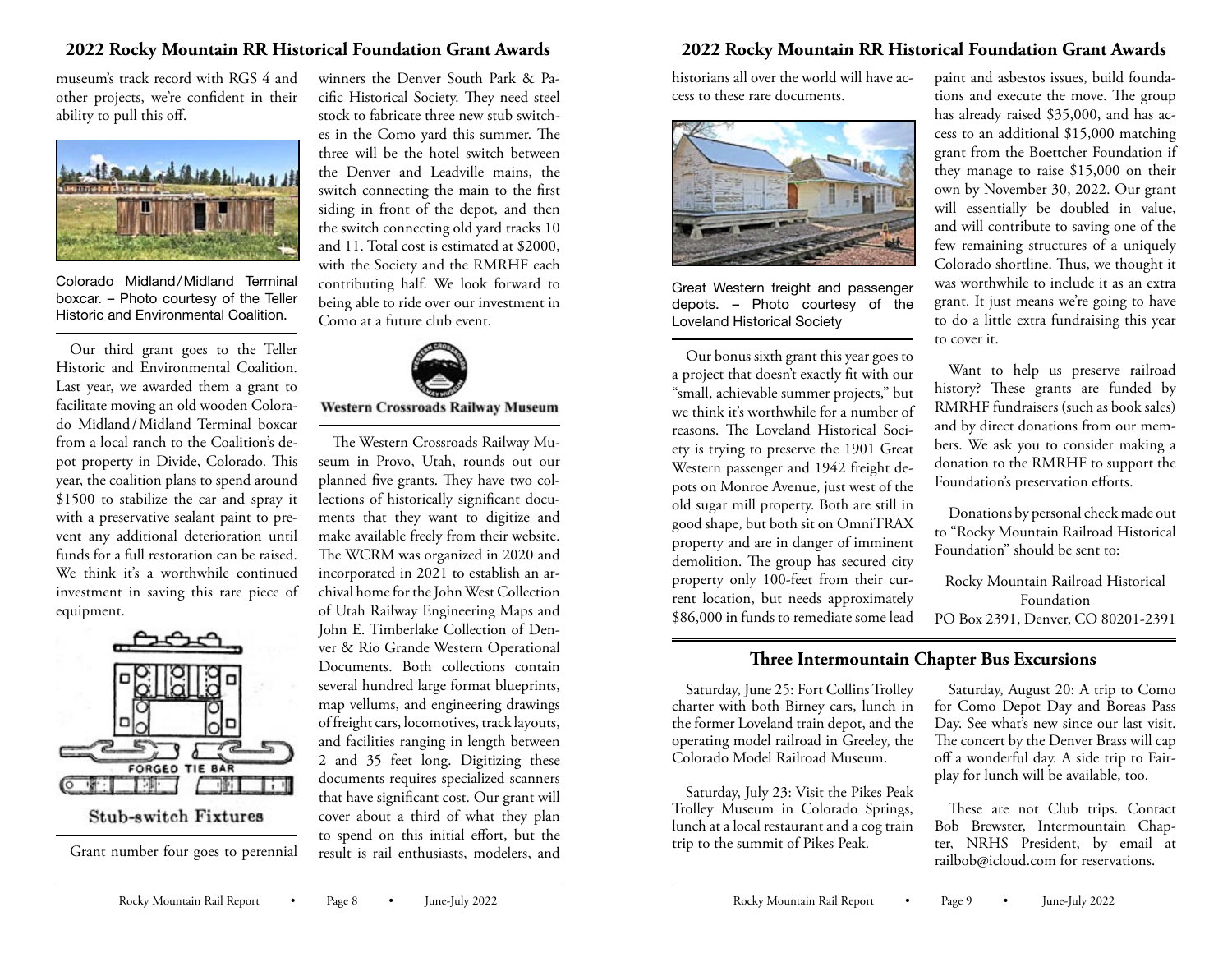## 2022 Rocky Mountain RR Historical Foundation Grant Awards

museum's track record with RGS 4 and other projects, we're confident in their ability to pull this off.

Colorado Midland/Midland Terminal boxcar. – Photo courtesy of the Teller Historic and Environmental Coalition.

Our third grant goes to the Teller Historic and Environmental Coalition. Last year, we awarded them a grant to facilitate moving an old wooden Colorado Midland/Midland Terminal boxcar from a local ranch to the Coalition's depot property in Divide, Colorado. This year, the coalition plans to spend around $1500 to stabilize the car and spray it with a preservative sealant paint to prevent any additional deterioration until funds for a full restoration can be raised. We think it's a worthwhile continued investment in saving this rare piece of equipment.

FORGED TIE BAR

Stub-switch Fixtures

Grant number four goes to perennial winners the Denver South Park & Pacific Historical Society. They need steel stock to fabricate three new stub switches in the Como yard this summer. The three will be the hotel switch between the Denver and Leadville mains, the switch connecting the main to the first siding in front of the depot, and then the switch connecting old yard tracks 10 and 11. Total cost is estimated at $2000, with the Society and the RMRHF each contributing half. We look forward to being able to ride over our investment in Como at a future club event.

Western Crossroads Railway Museum

The Western Crossroads Railway Museum in Provo, Utah, rounds out our planned five grants. They have two collections of historically significant documents that they want to digitize and make available freely from their website. The WCRM was organized in 2020 and incorporated in 2021 to establish an archival home for the John West Collection of Utah Railway Engineering Maps and John E. Timberlake Collection of Denver & Rio Grande Western Operational Documents. Both collections contain several hundred large format blueprints, map vellums, and engineering drawings of freight cars, locomotives, track layouts, and facilities ranging in length between 2 and 35 feet long. Digitizing these documents requires specialized scanners that have significant cost. Our grant will cover about a third of what they plan to spend on this initial effort, but the result is rail enthusiasts, modelers, and historians all over the world will have access to these rare documents.

Great Western freight and passenger depots. – Photo courtesy of the Loveland Historical Society

Our bonus sixth grant this year goes to a project that doesn't exactly fit with our "small, achievable summer projects," but we think it's worthwhile for a number of reasons. The Loveland Historical Society is trying to preserve the 1901 Great Western passenger and 1942 freight depots on Monroe Avenue, just west of the old sugar mill property. Both are still in good shape, but both sit on OmniTRAX property and are in danger of imminent demolition. The group has secured city property only 100-feet from their current location, but needs approximately $86,000 in funds to remediate some lead paint and asbestos issues, build foundations and execute the move. The group has already raised $35,000, and has access to an additional $15,000 matching grant from the Boettcher Foundation if they manage to raise $15,000 on their own by November 30, 2022. Our grant will essentially be doubled in value, and will contribute to saving one of the few remaining structures of a uniquely Colorado shortline. Thus, we thought it was worthwhile to include it as an extra grant. It just means we're going to have to do a little extra fundraising this year to cover it.

Want to help us preserve railroad history? These grants are funded by RMRHF fundraisers (such as book sales) and by direct donations from our members. We ask you to consider making a donation to the RMRHF to support the Foundation's preservation efforts.

Donations by personal check made out to "Rocky Mountain Railroad Historical Foundation" should be sent to:

Rocky Mountain Railroad Historical Foundation
PO Box 2391, Denver, CO 80201-2391

## Three Intermountain Chapter Bus Excursions

Saturday, June 25: Fort Collins Trolley charter with both Birney cars, lunch in the former Loveland train depot, and the operating model railroad in Greeley, the Colorado Model Railroad Museum.

Saturday, July 23: Visit the Pikes Peak Trolley Museum in Colorado Springs, lunch at a local restaurant and a cog train trip to the summit of Pikes Peak.

Saturday, August 20: A trip to Como for Como Depot Day and Boreas Pass Day. See what's new since our last visit. The concert by the Denver Brass will cap off a wonderful day. A side trip to Fairplay for lunch will be available, too.

These are not Club trips. Contact Bob Brewster, Intermountain Chapter, NRHS President, by email at railbob@icloud.com for reservations.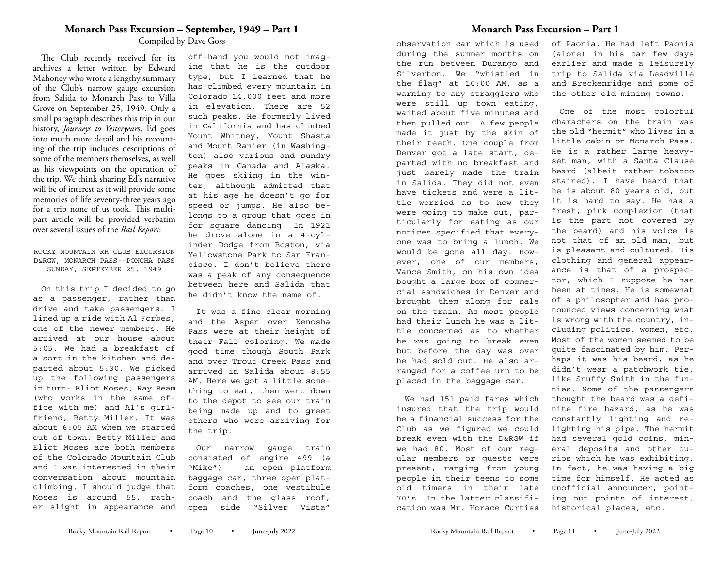## Monarch Pass Excursion – September, 1949 – Part 1

Compiled by Dave Goss

The Club recently received for its archives a letter written by Edward Mahoney who wrote a lengthy summary of the Club's narrow gauge excursion from Salida to Monarch Pass to Villa Grove on September 25, 1949. Only a small paragraph describes this trip in our history, *Journeys to Yesteryear*s. Ed goes into much more detail and his recounting of the trip includes descriptions of some of the members themselves, as well as his viewpoints on the operation of the trip. We think sharing Ed's narrative will be of interest as it will provide some memories of life seventy-three years ago for a trip none of us took. This multi-part article will be provided verbatim over several issues of the *Rail Report*:

---

ROCKY MOUNTAIN RR CLUB EXCURSION
D&RGW, MONARCH PASS--PONCHA PASS
SUNDAY, SEPTEMBER 25, 1949

On this trip I decided to go as a passenger, rather than drive and take passengers. I lined up a ride with Al Forbes, one of the newer members. He arrived at our house about 5:05. We had a breakfast of a sort in the kitchen and departed about 5:30. We picked up the following passengers in turn: Eliot Moses, Ray Beam (who works in the same office with me) and Al's girlfriend, Betty Miller. It was about 6:05 AM when we started out of town. Betty Miller and Eliot Moses are both members of the Colorado Mountain Club and I was interested in their conversation about mountain climbing. I should judge that Moses is around 55, rather slight in appearance and off-hand you would not imagine that he is the outdoor type, but I learned that he has climbed every mountain in Colorado 14,000 feet and more in elevation. There are 52 such peaks. He formerly lived in California and has climbed Mount Whitney, Mount Shasta and Mount Ranier (in Washington) also various and sundry peaks in Canada and Alaska. He goes skiing in the winter, although admitted that at his age he doesn't go for speed or jumps. He also belongs to a group that goes in for square dancing. In 1921 he drove alone in a 4-cylinder Dodge from Boston, via Yellowstone Park to San Francisco. I don't believe there was a peak of any consequence between here and Salida that he didn't know the name of.

It was a fine clear morning and the Aspen over Kenosha Pass were at their height of their Fall coloring. We made good time though South Park and over Trout Creek Pass and arrived in Salida about 8:55 AM. Here we got a little something to eat, then went down to the depot to see our train being made up and to greet others who were arriving for the trip.

Our narrow gauge train consisted of engine 499 (a "Mike") – an open platform baggage car, three open platform coaches, one vestibule coach and the glass roof, open side "Silver Vista" observation car which is used during the summer months on the run between Durango and Silverton. We "whistled in the flag" at 10:00 AM, as a warning to any stragglers who were still up town eating, waited about five minutes and then pulled out. A few people made it just by the skin of their teeth. One couple from Denver got a late start, departed with no breakfast and just barely made the train in Salida. They did not even have tickets and were a little worried as to how they were going to make out, particularly for eating as our notices specified that everyone was to bring a lunch. We would be gone all day. However, one of our members, Vance Smith, on his own idea bought a large box of commercial sandwiches in Denver and brought them along for sale on the train. As most people had their lunch he was a little concerned as to whether he was going to break even but before the day was over he had sold out. He also arranged for a coffee urn to be placed in the baggage car.

We had 151 paid fares which insured that the trip would be a financial success for the Club as we figured we could break even with the D&RGW if we had 80. Most of our regular members or guests were present, ranging from young people in their teens to some old timers in their late 70's. In the latter classification was Mr. Horace Curtiss of Paonia. He had left Paonia (alone) in his car few days earlier and made a leisurely trip to Salida via Leadville and Breckenridge and some of the other old mining towns.

One of the most colorful characters on the train was the old "hermit" who lives in a little cabin on Monarch Pass. He is a rather large heavy-set man, with a Santa Clause beard (albeit rather tobacco stained). I have heard that he is about 80 years old, but it is hard to say. He has a fresh, pink complexion (that is the part not covered by the beard) and his voice is not that of an old man, but is pleasant and cultured. His clothing and general appearance is that of a prospector, which I suppose he has been at times. He is somewhat of a philosopher and has pronounced views concerning what is wrong with the country, including politics, women, etc. Most of the women seemed to be quite fascinated by him. Perhaps it was his beard, as he didn't wear a patchwork tie, like Snuffy Smith in the funnies. Some of the passengers thought the beard was a definite fire hazard, as he was constantly lighting and relighting his pipe. The hermit had several gold coins, mineral deposits and other curios which he was exhibiting. In fact, he was having a big time for himself. He acted as unofficial announcer, pointing out points of interest, historical places, etc.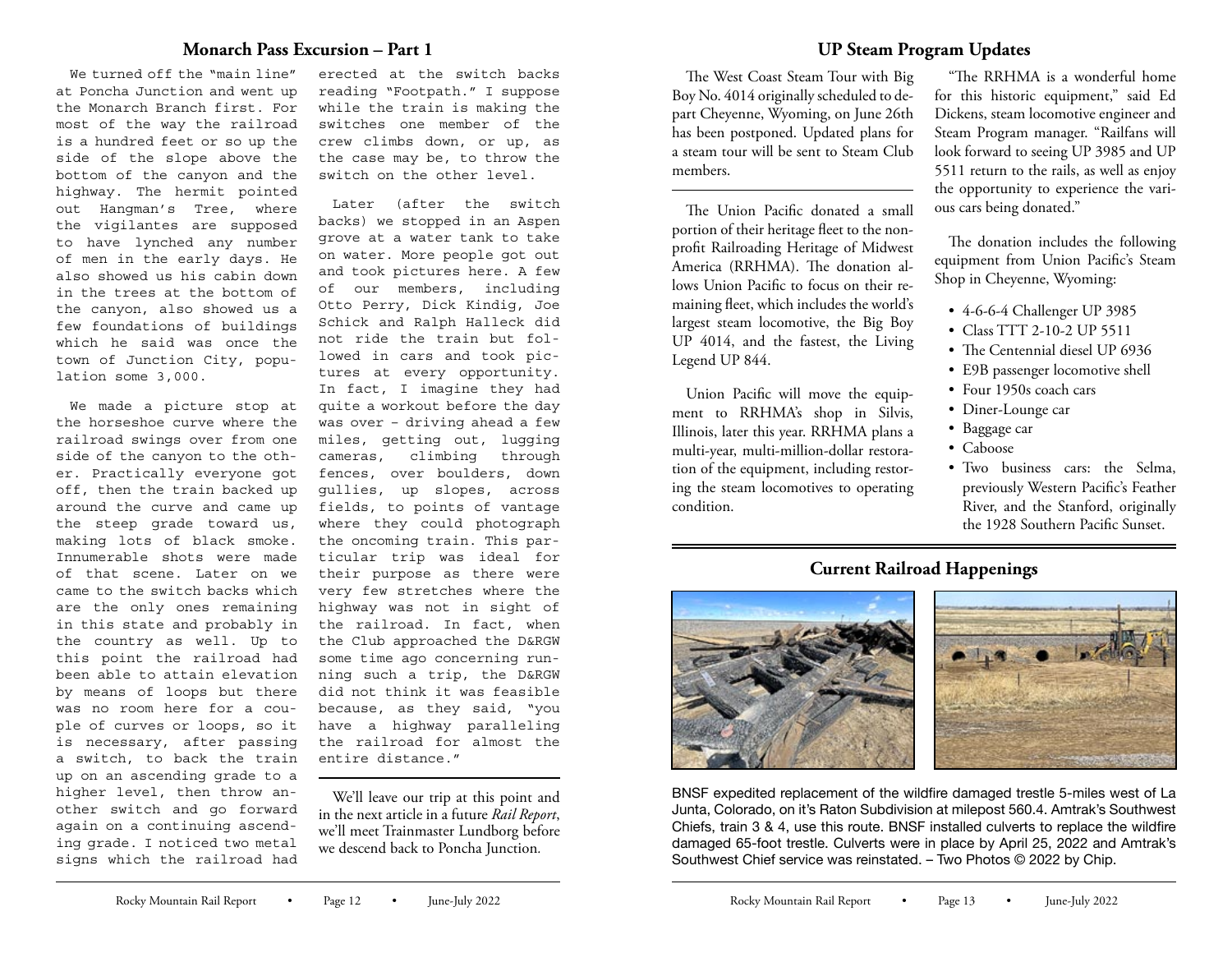## Monarch Pass Excursion – Part 1

We turned off the "main line" at Poncha Junction and went up the Monarch Branch first. For most of the way the railroad is a hundred feet or so up the side of the slope above the bottom of the canyon and the highway. The hermit pointed out Hangman's Tree, where the vigilantes are supposed to have lynched any number of men in the early days. He also showed us his cabin down in the trees at the bottom of the canyon, also showed us a few foundations of buildings which he said was once the town of Junction City, population some 3,000.

We made a picture stop at the horseshoe curve where the railroad swings over from one side of the canyon to the other. Practically everyone got off, then the train backed up around the curve and came up the steep grade toward us, making lots of black smoke. Innumerable shots were made of that scene. Later on we came to the switch backs which are the only ones remaining in this state and probably in the country as well. Up to this point the railroad had been able to attain elevation by means of loops but there was no room here for a couple of curves or loops, so it is necessary, after passing a switch, to back the train up on an ascending grade to a higher level, then throw another switch and go forward again on a continuing ascending grade. I noticed two metal signs which the railroad had erected at the switch backs reading "Footpath." I suppose while the train is making the switches one member of the crew climbs down, or up, as the case may be, to throw the switch on the other level.

Later (after the switch backs) we stopped in an Aspen grove at a water tank to take on water. More people got out and took pictures here. A few of our members, including Otto Perry, Dick Kindig, Joe Schick and Ralph Halleck did not ride the train but followed in cars and took pictures at every opportunity. In fact, I imagine they had quite a workout before the day was over – driving ahead a few miles, getting out, lugging cameras, climbing through fences, over boulders, down gullies, up slopes, across fields, to points of vantage where they could photograph the oncoming train. This particular trip was ideal for their purpose as there were very few stretches where the highway was not in sight of the railroad. In fact, when the Club approached the D&RGW some time ago concerning running such a trip, the D&RGW did not think it was feasible because, as they said, "you have a highway paralleling the railroad for almost the entire distance."

---

We'll leave our trip at this point and in the next article in a future *Rail Report*, we'll meet Trainmaster Lundborg before we descend back to Poncha Junction.

## UP Steam Program Updates

The West Coast Steam Tour with Big Boy No. 4014 originally scheduled to depart Cheyenne, Wyoming, on June 26th has been postponed. Updated plans for a steam tour will be sent to Steam Club members.

---

The Union Pacific donated a small portion of their heritage fleet to the nonprofit Railroading Heritage of Midwest America (RRHMA). The donation allows Union Pacific to focus on their remaining fleet, which includes the world's largest steam locomotive, the Big Boy UP 4014, and the fastest, the Living Legend UP 844.

Union Pacific will move the equipment to RRHMA's shop in Silvis, Illinois, later this year. RRHMA plans a multi-year, multi-million-dollar restoration of the equipment, including restoring the steam locomotives to operating condition.

"The RRHMA is a wonderful home for this historic equipment," said Ed Dickens, steam locomotive engineer and Steam Program manager. "Railfans will look forward to seeing UP 3985 and UP 5511 return to the rails, as well as enjoy the opportunity to experience the various cars being donated."

The donation includes the following equipment from Union Pacific's Steam Shop in Cheyenne, Wyoming:

- 4-6-6-4 Challenger UP 3985
- Class TTT 2-10-2 UP 5511
- The Centennial diesel UP 6936
- E9B passenger locomotive shell
- Four 1950s coach cars
- Diner-Lounge car
- Baggage car
- Caboose
- Two business cars: the Selma, previously Western Pacific's Feather River, and the Stanford, originally the 1928 Southern Pacific Sunset.

## Current Railroad Happenings

BNSF expedited replacement of the wildfire damaged trestle 5-miles west of La Junta, Colorado, on it's Raton Subdivision at milepost 560.4. Amtrak's Southwest Chiefs, train 3 & 4, use this route. BNSF installed culverts to replace the wildfire damaged 65-foot trestle. Culverts were in place by April 25, 2022 and Amtrak's Southwest Chief service was reinstated. – Two Photos © 2022 by Chip.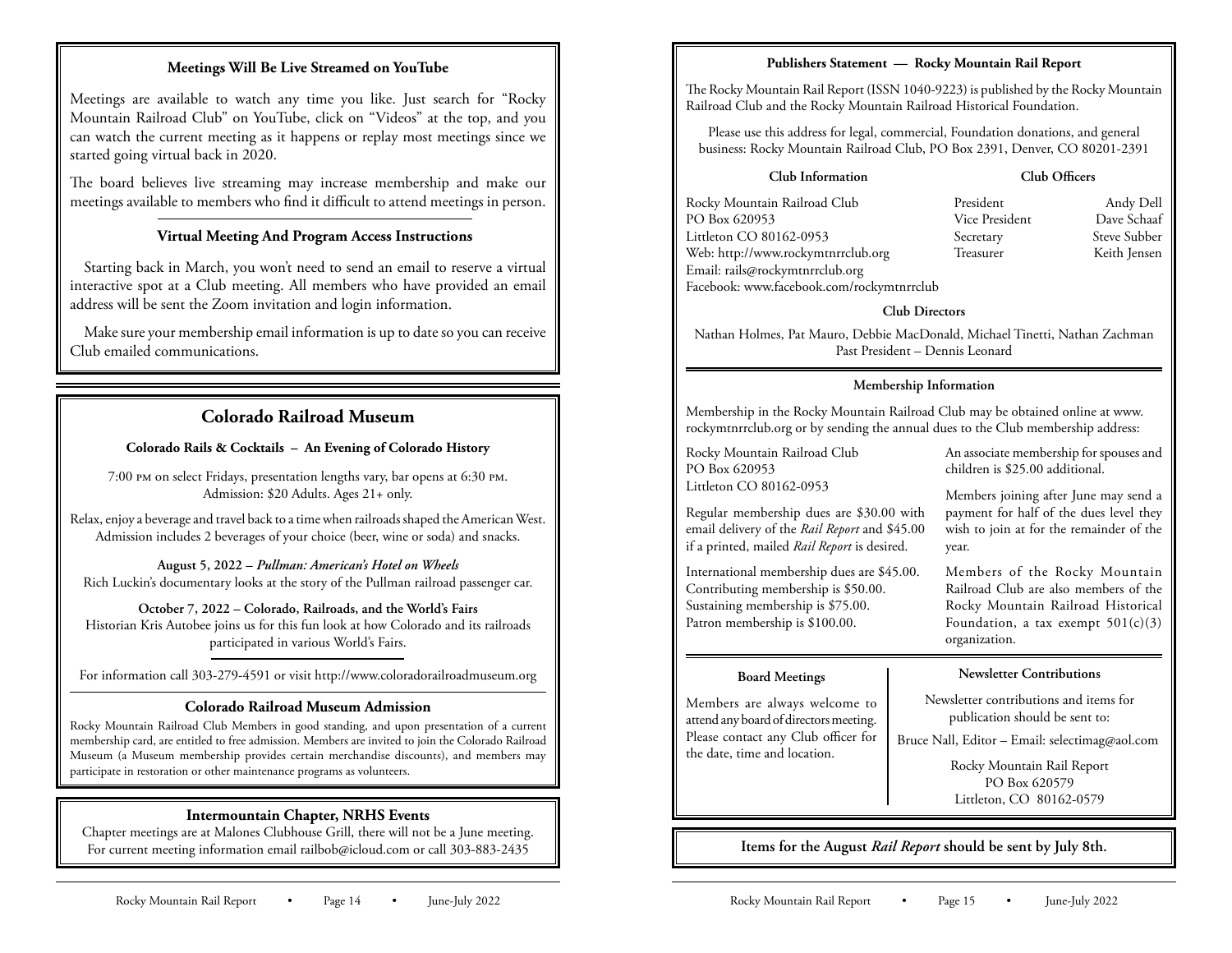### Meetings Will Be Live Streamed on YouTube

Meetings are available to watch any time you like. Just search for "Rocky Mountain Railroad Club" on YouTube, click on "Videos" at the top, and you can watch the current meeting as it happens or replay most meetings since we started going virtual back in 2020.

The board believes live streaming may increase membership and make our meetings available to members who find it difficult to attend meetings in person.

### Virtual Meeting And Program Access Instructions

Starting back in March, you won't need to send an email to reserve a virtual interactive spot at a Club meeting. All members who have provided an email address will be sent the Zoom invitation and login information.

Make sure your membership email information is up to date so you can receive Club emailed communications.

## Colorado Railroad Museum

### Colorado Rails & Cocktails – An Evening of Colorado History

7:00 PM on select Fridays, presentation lengths vary, bar opens at 6:30 PM.
Admission: $20 Adults. Ages 21+ only.

Relax, enjoy a beverage and travel back to a time when railroads shaped the American West. Admission includes 2 beverages of your choice (beer, wine or soda) and snacks.

**August 5, 2022 – *Pullman: American's Hotel on Wheels***
Rich Luckin's documentary looks at the story of the Pullman railroad passenger car.

**October 7, 2022 – Colorado, Railroads, and the World's Fairs**
Historian Kris Autobee joins us for this fun look at how Colorado and its railroads participated in various World's Fairs.

For information call 303-279-4591 or visit http://www.coloradorailroadmuseum.org

### Colorado Railroad Museum Admission

Rocky Mountain Railroad Club Members in good standing, and upon presentation of a current membership card, are entitled to free admission. Members are invited to join the Colorado Railroad Museum (a Museum membership provides certain merchandise discounts), and members may participate in restoration or other maintenance programs as volunteers.

### Intermountain Chapter, NRHS Events

Chapter meetings are at Malones Clubhouse Grill, there will not be a June meeting. For current meeting information email railbob@icloud.com or call 303-883-2435

### Publishers Statement — Rocky Mountain Rail Report

The Rocky Mountain Rail Report (ISSN 1040-9223) is published by the Rocky Mountain Railroad Club and the Rocky Mountain Railroad Historical Foundation.

Please use this address for legal, commercial, Foundation donations, and general business: Rocky Mountain Railroad Club, PO Box 2391, Denver, CO 80201-2391

**Club Information**

Rocky Mountain Railroad Club
PO Box 620953
Littleton CO 80162-0953
Web: http://www.rockymtnrrclub.org
Email: rails@rockymtnrrclub.org
Facebook: www.facebook.com/rockymtnrrclub

**Club Officers**

| | |
|---|---|
| President | Andy Dell |
| Vice President | Dave Schaaf |
| Secretary | Steve Subber |
| Treasurer | Keith Jensen |

**Club Directors**

Nathan Holmes, Pat Mauro, Debbie MacDonald, Michael Tinetti, Nathan Zachman
Past President – Dennis Leonard

### Membership Information

Membership in the Rocky Mountain Railroad Club may be obtained online at www.rockymtnrrclub.org or by sending the annual dues to the Club membership address:

Rocky Mountain Railroad Club
PO Box 620953
Littleton CO 80162-0953

Regular membership dues are $30.00 with email delivery of the *Rail Report* and $45.00 if a printed, mailed *Rail Report* is desired.

International membership dues are $45.00.
Contributing membership is $50.00.
Sustaining membership is $75.00.
Patron membership is $100.00.

An associate membership for spouses and children is $25.00 additional.

Members joining after June may send a payment for half of the dues level they wish to join at for the remainder of the year.

Members of the Rocky Mountain Railroad Club are also members of the Rocky Mountain Railroad Historical Foundation, a tax exempt 501(c)(3) organization.

### Board Meetings

Members are always welcome to attend any board of directors meeting. Please contact any Club officer for the date, time and location.

### Newsletter Contributions

Newsletter contributions and items for publication should be sent to:

Bruce Nall, Editor – Email: selectimag@aol.com

Rocky Mountain Rail Report
PO Box 620579
Littleton, CO 80162-0579

**Items for the August *Rail Report* should be sent by July 8th.**